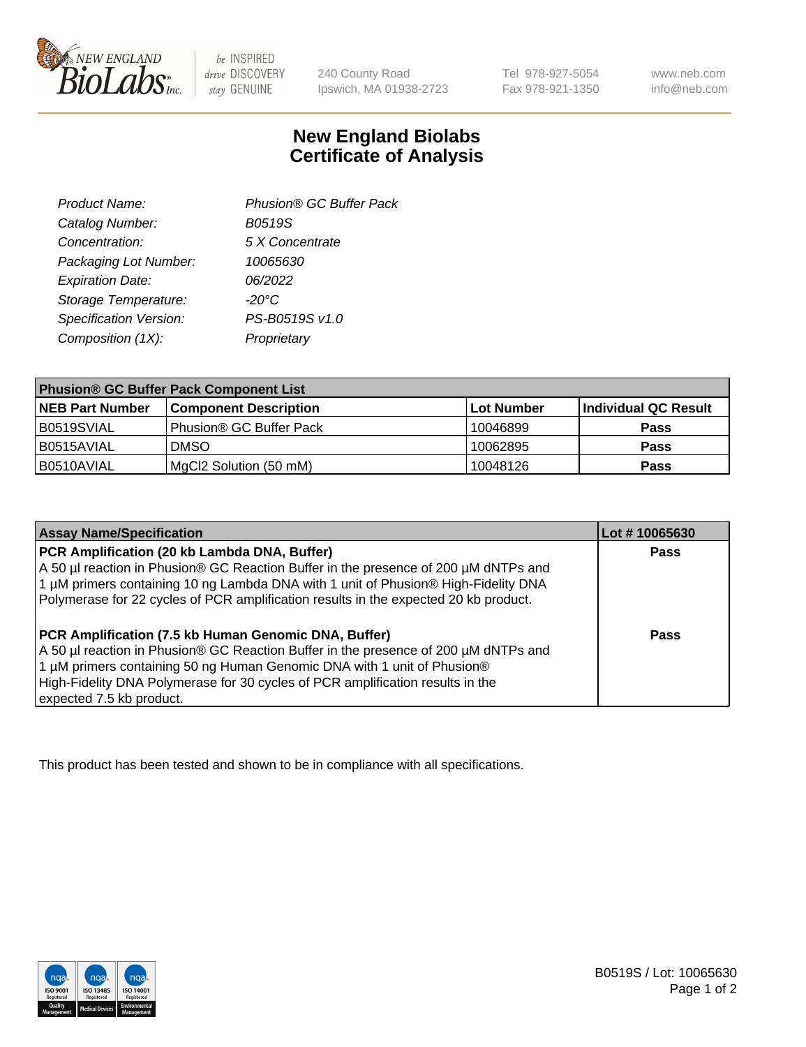# New England Biolabs Certificate of Analysis

| | |
|---|---|
| Product Name: | Phusion® GC Buffer Pack |
| Catalog Number: | B0519S |
| Concentration: | 5 X Concentrate |
| Packaging Lot Number: | 10065630 |
| Expiration Date: | 06/2022 |
| Storage Temperature: | -20°C |
| Specification Version: | PS-B0519S v1.0 |
| Composition (1X): | Proprietary |

| Phusion® GC Buffer Pack Component List | | | |
|---|---|---|---|
| **NEB Part Number** | **Component Description** | **Lot Number** | **Individual QC Result** |
| B0519SVIAL | Phusion® GC Buffer Pack | 10046899 | **Pass** |
| B0515AVIAL | DMSO | 10062895 | **Pass** |
| B0510AVIAL | MgCl2 Solution (50 mM) | 10048126 | **Pass** |

| Assay Name/Specification | Lot # 10065630 |
|---|---|
| **PCR Amplification (20 kb Lambda DNA, Buffer)** A 50 µl reaction in Phusion® GC Reaction Buffer in the presence of 200 µM dNTPs and 1 µM primers containing 10 ng Lambda DNA with 1 unit of Phusion® High-Fidelity DNA Polymerase for 22 cycles of PCR amplification results in the expected 20 kb product. | **Pass** |
| **PCR Amplification (7.5 kb Human Genomic DNA, Buffer)** A 50 µl reaction in Phusion® GC Reaction Buffer in the presence of 200 µM dNTPs and 1 µM primers containing 50 ng Human Genomic DNA with 1 unit of Phusion® High-Fidelity DNA Polymerase for 30 cycles of PCR amplification results in the expected 7.5 kb product. | **Pass** |

This product has been tested and shown to be in compliance with all specifications.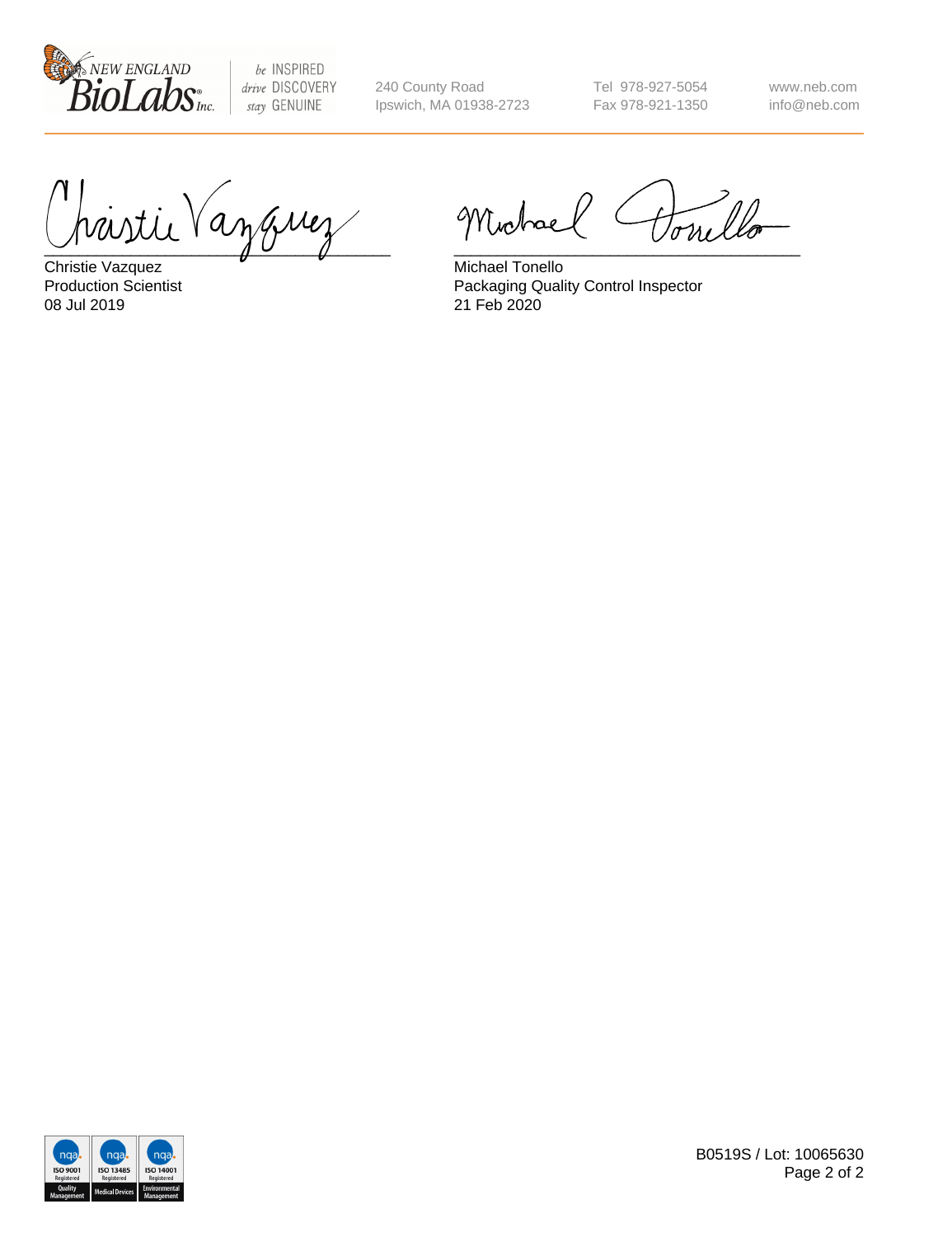240 County Road
Ipswich, MA 01938-2723

Tel 978-927-5054
Fax 978-921-1350

www.neb.com
info@neb.com

Christie Vazquez
Production Scientist
08 Jul 2019

Michael Tonello
Packaging Quality Control Inspector
21 Feb 2020

B0519S / Lot: 10065630